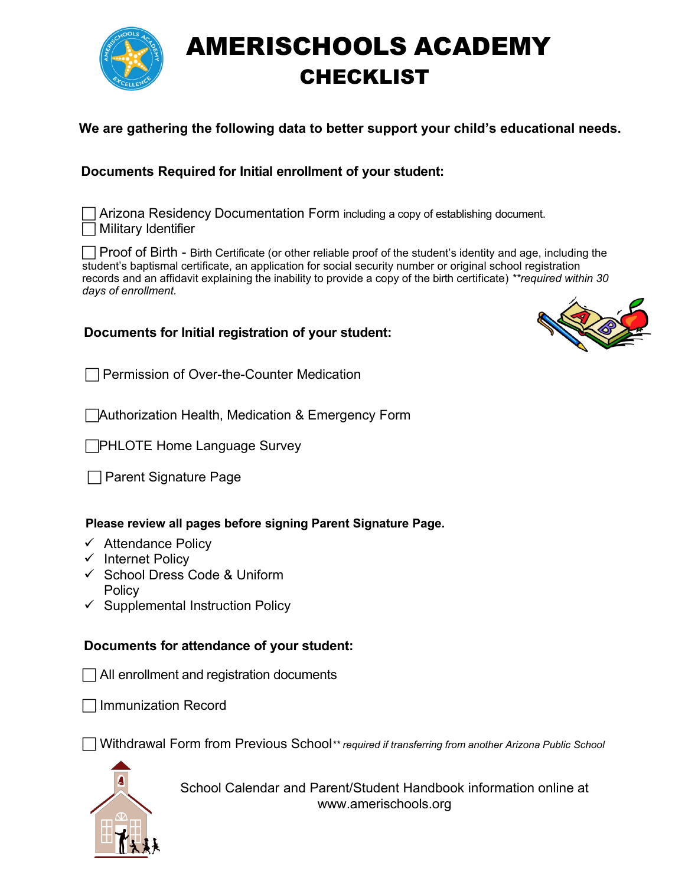# AMERISCHOOLS ACADEMY

## CHECKLIST

**We are gathering the following data to better support your child's educational needs.**

**Documents Required for Initial enrollment of your student:**

☐ Arizona Residency Documentation Form including a copy of establishing document.
☐ Military Identifier

☐ Proof of Birth - Birth Certificate (or other reliable proof of the student's identity and age, including the student's baptismal certificate, an application for social security number or original school registration records and an affidavit explaining the inability to provide a copy of the birth certificate) *\*\*required within 30 days of enrollment.*

**Documents for Initial registration of your student:**

☐ Permission of Over-the-Counter Medication

☐ Authorization Health, Medication & Emergency Form

☐ PHLOTE Home Language Survey

☐ Parent Signature Page

**Please review all pages before signing Parent Signature Page.**

- ✓ Attendance Policy
- ✓ Internet Policy
- ✓ School Dress Code & Uniform Policy
- ✓ Supplemental Instruction Policy

**Documents for attendance of your student:**

☐ All enrollment and registration documents

☐ Immunization Record

☐ Withdrawal Form from Previous School *\*\* required if transferring from another Arizona Public School*

School Calendar and Parent/Student Handbook information online at www.amerischools.org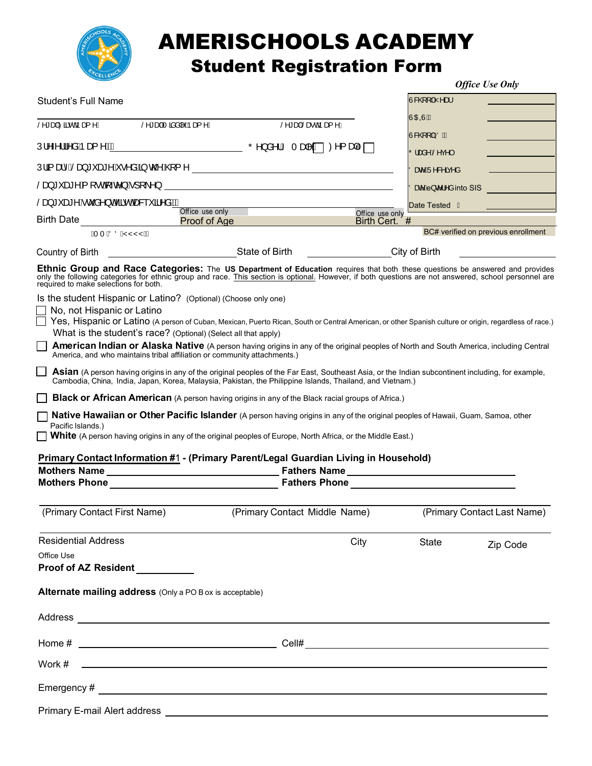# AMERISCHOOLS ACADEMY

## Student Registration Form

***Office Use Only***

| | |
|---|---|
| School Year | |
| SAIS | |
| School ID | |
| Grade Level | |
| Date Received | |
| Date Entered into SIS | |
| Date Tested | |

Student's Full Name

Legal First Name | Legal Middle Name | Legal Last Name

Preferred Name ______________________ Gender: Male ☐ Female ☐

Primary Language used in the home ______________________

Language most often spoken ______________________

Language student first acquired ______________________

Birth Date ______________ (MM/DD/YYYY) Office use only: Proof of Age ______ Office use only: Birth Cert. # ______ BC# verified on previous enrollment

Country of Birth ______________ State of Birth ______________ City of Birth ______________

**Ethnic Group and Race Categories:** The **US Department of Education** requires that both these questions be answered and provides only the following categories for ethnic group and race. This section is optional. However, if both questions are not answered, school personnel are required to make selections for both.

Is the student Hispanic or Latino? (Optional) (Choose only one)

☐ No, not Hispanic or Latino

☐ Yes, Hispanic or Latino (A person of Cuban, Mexican, Puerto Rican, South or Central American, or other Spanish culture or origin, regardless of race.)

What is the student's race? (Optional) (Select all that apply)

☐ **American Indian or Alaska Native** (A person having origins in any of the original peoples of North and South America, including Central America, and who maintains tribal affiliation or community attachments.)

☐ **Asian** (A person having origins in any of the original peoples of the Far East, Southeast Asia, or the Indian subcontinent including, for example, Cambodia, China, India, Japan, Korea, Malaysia, Pakistan, the Philippine Islands, Thailand, and Vietnam.)

☐ **Black or African American** (A person having origins in any of the Black racial groups of Africa.)

☐ **Native Hawaiian or Other Pacific Islander** (A person having origins in any of the original peoples of Hawaii, Guam, Samoa, other Pacific Islands.)

☐ **White** (A person having origins in any of the original peoples of Europe, North Africa, or the Middle East.)

**Primary Contact Information #1 - (Primary Parent/Legal Guardian Living in Household)**

**Mothers Name** ______________________ **Fathers Name** ______________________

**Mothers Phone** ______________________ **Fathers Phone** ______________________

(Primary Contact First Name) | (Primary Contact Middle Name) | (Primary Contact Last Name)

Residential Address | City | State | Zip Code

Office Use

**Proof of AZ Resident** __________

**Alternate mailing address** (Only a PO Box is acceptable)

Address ______________________________________________

Home # ______________________ Cell# ______________________

Work # ______________________________________________

Emergency # ______________________________________________

Primary E-mail Alert address ______________________________________________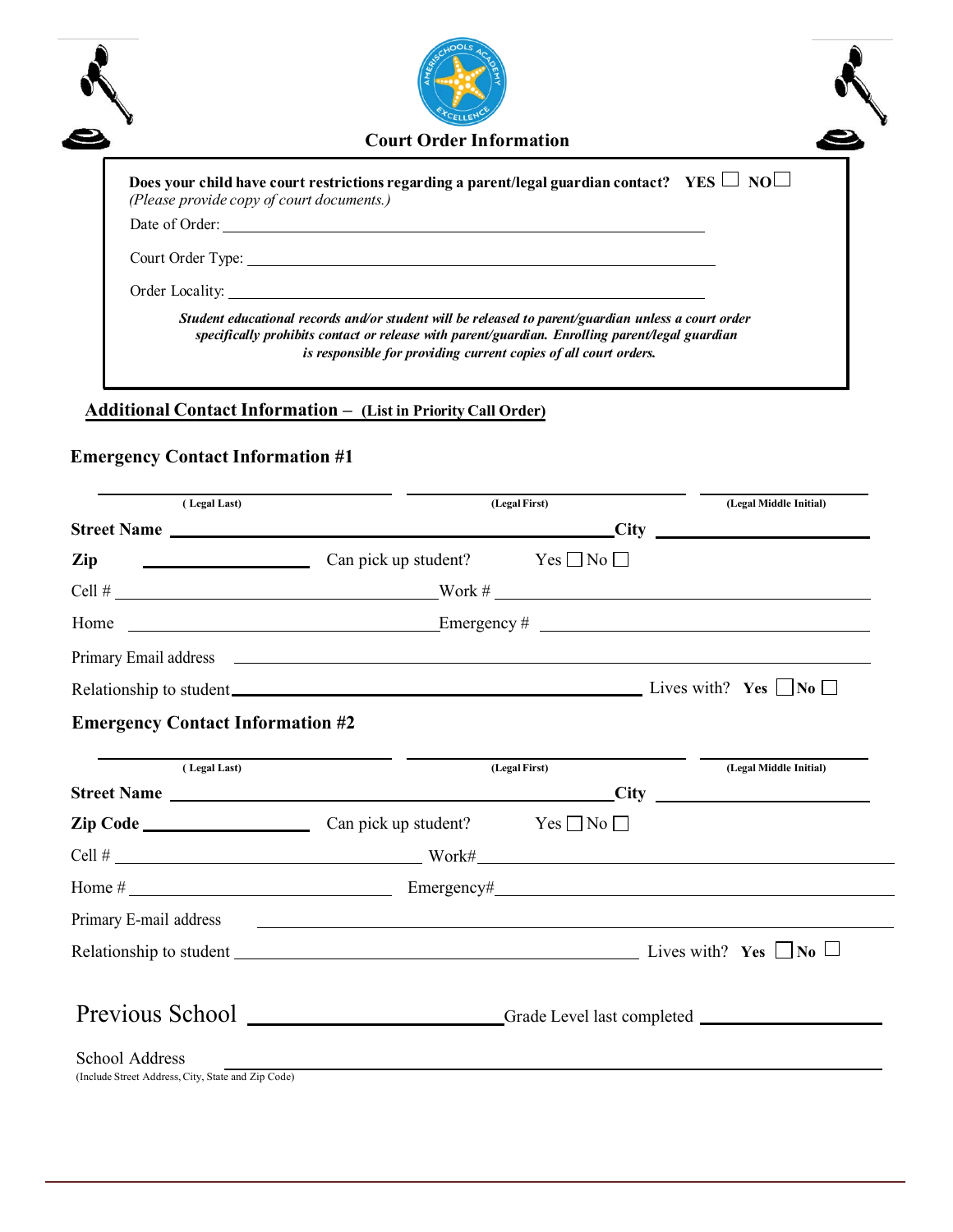## Court Order Information

**Does your child have court restrictions regarding a parent/legal guardian contact? YES ☐ NO ☐**
*(Please provide copy of court documents.)*

Date of Order: ______________________________

Court Order Type: ______________________________

Order Locality: ______________________________

***Student educational records and/or student will be released to parent/guardian unless a court order specifically prohibits contact or release with parent/guardian. Enrolling parent/legal guardian is responsible for providing current copies of all court orders.***

## Additional Contact Information – (List in Priority Call Order)

### Emergency Contact Information #1

| ( Legal Last) | (Legal First) | (Legal Middle Initial) |
|---|---|---|
| | | |

**Street Name** ______________________________ **City** ______________

**Zip** ______________ Can pick up student? Yes ☐ No ☐

Cell # ______________________ Work # ______________________

Home ______________________ Emergency # ______________________

Primary Email address ______________________________

Relationship to student ______________________________ Lives with? **Yes** ☐ **No** ☐

### Emergency Contact Information #2

| ( Legal Last) | (Legal First) | (Legal Middle Initial) |
|---|---|---|
| | | |

**Street Name** ______________________________ **City** ______________

**Zip Code** ______________ Can pick up student? Yes ☐ No ☐

Cell # ______________________ Work# ______________________

Home # ______________________ Emergency# ______________________

Primary E-mail address ______________________________

Relationship to student ______________________________ Lives with? **Yes** ☐ **No** ☐

Previous School ______________________ Grade Level last completed ______________

School Address ______________________________
(Include Street Address, City, State and Zip Code)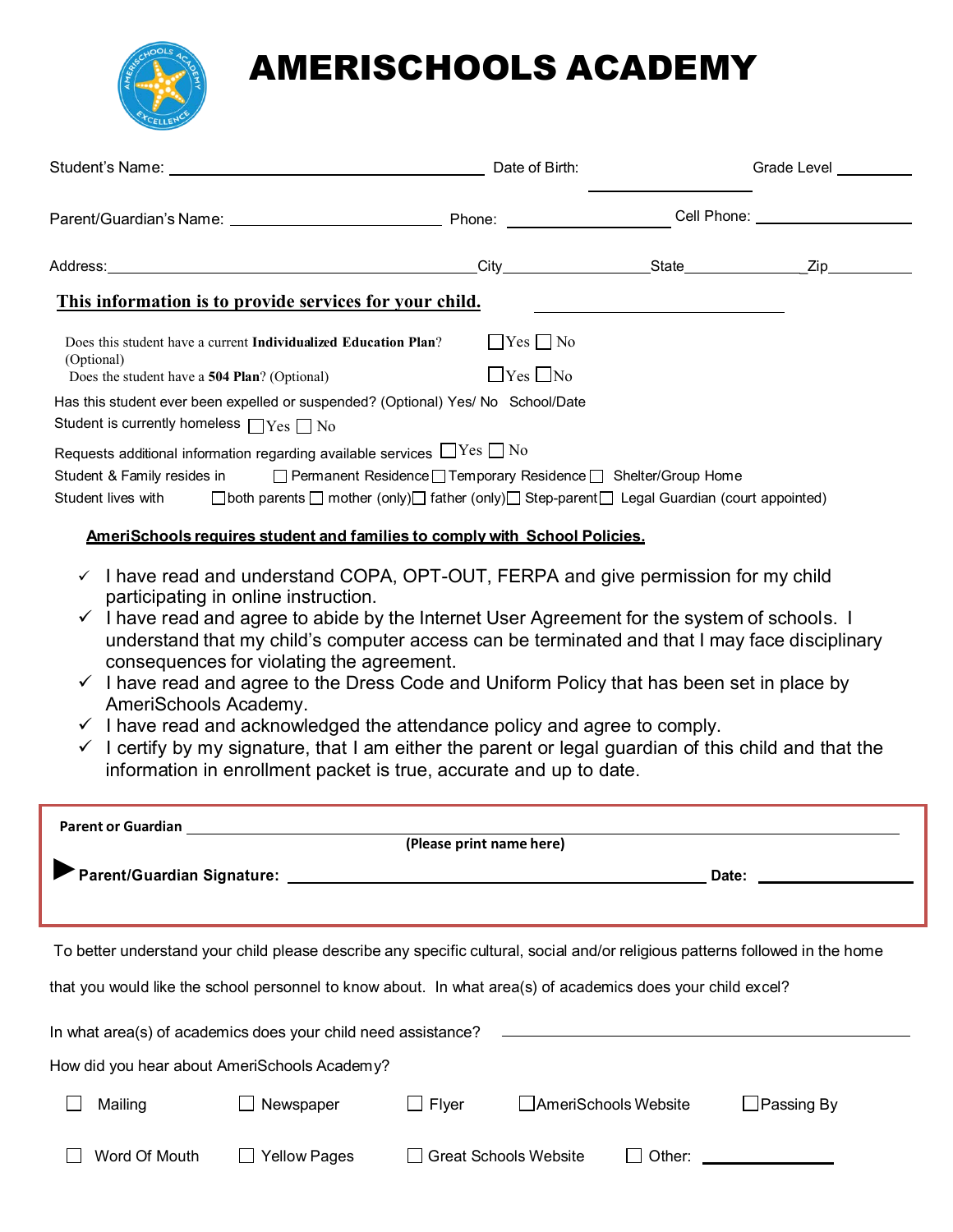# AMERISCHOOLS ACADEMY

Student's Name: ______________________________ Date of Birth: ______________ Grade Level ________

Parent/Guardian's Name: ______________________ Phone: ______________ Cell Phone: ______________

Address: ____________________________________ City ______________ State ______________ Zip ________

**This information is to provide services for your child.** ______________________

Does this student have a current **Individualized Education Plan**? (Optional) ☐ Yes ☐ No

Does the student have a **504 Plan**? (Optional) ☐ Yes ☐ No

Has this student ever been expelled or suspended? (Optional) Yes/ No School/Date

Student is currently homeless ☐ Yes ☐ No

Requests additional information regarding available services ☐ Yes ☐ No

Student & Family resides in ☐ Permanent Residence ☐ Temporary Residence ☐ Shelter/Group Home

Student lives with ☐ both parents ☐ mother (only) ☐ father (only) ☐ Step-parent ☐ Legal Guardian (court appointed)

**AmeriSchools requires student and families to comply with School Policies.**

- ✓ I have read and understand COPA, OPT-OUT, FERPA and give permission for my child participating in online instruction.
- ✓ I have read and agree to abide by the Internet User Agreement for the system of schools. I understand that my child's computer access can be terminated and that I may face disciplinary consequences for violating the agreement.
- ✓ I have read and agree to the Dress Code and Uniform Policy that has been set in place by AmeriSchools Academy.
- ✓ I have read and acknowledged the attendance policy and agree to comply.
- ✓ I certify by my signature, that I am either the parent or legal guardian of this child and that the information in enrollment packet is true, accurate and up to date.

**Parent or Guardian** ______________________________________________
**(Please print name here)**

▶ **Parent/Guardian Signature:** ______________________________ **Date:** ______________

To better understand your child please describe any specific cultural, social and/or religious patterns followed in the home that you would like the school personnel to know about. In what area(s) of academics does your child excel?

In what area(s) of academics does your child need assistance? ______________________________

How did you hear about AmeriSchools Academy?

☐ Mailing ☐ Newspaper ☐ Flyer ☐ AmeriSchools Website ☐ Passing By

☐ Word Of Mouth ☐ Yellow Pages ☐ Great Schools Website ☐ Other: ______________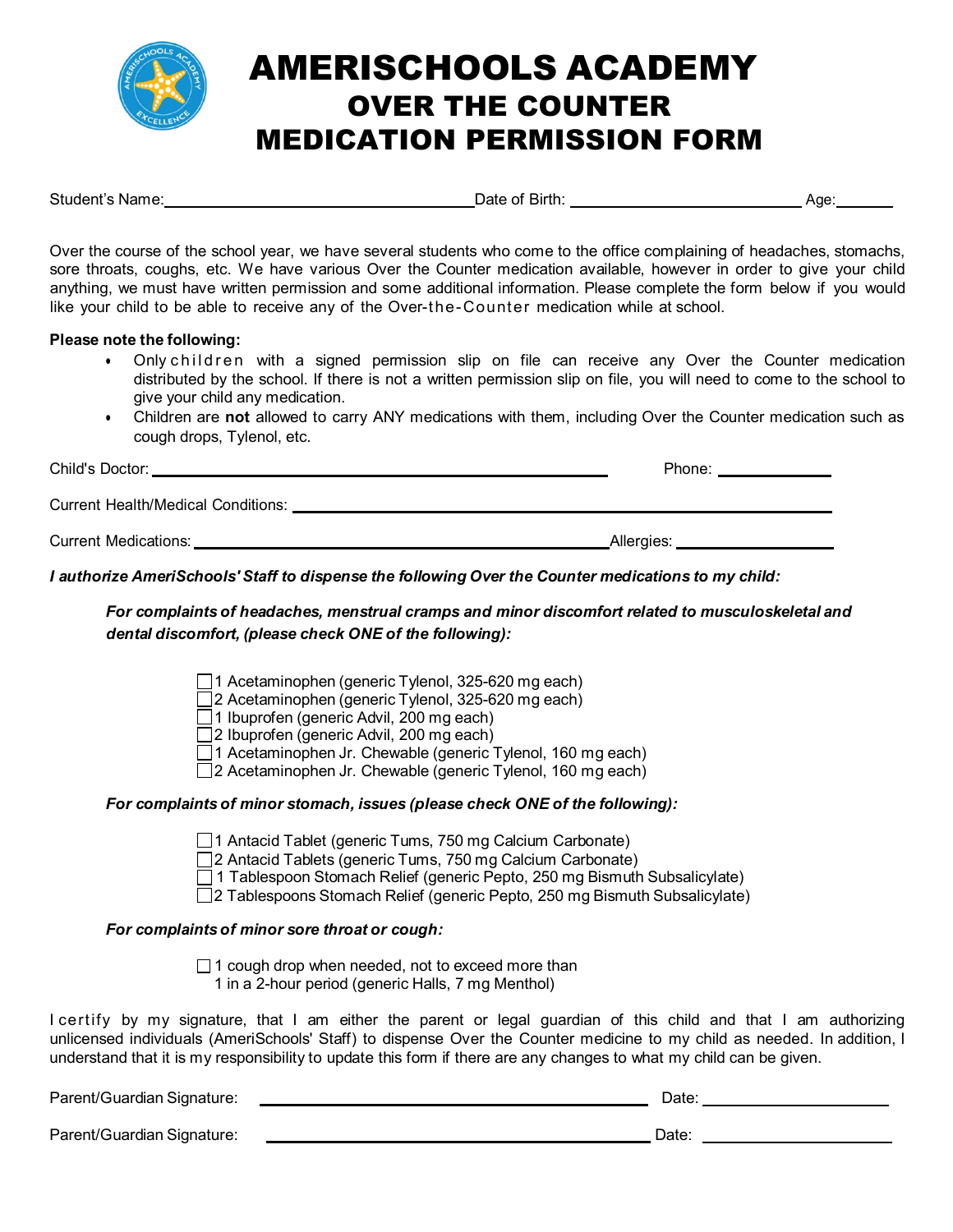# AMERISCHOOLS ACADEMY
## OVER THE COUNTER MEDICATION PERMISSION FORM

Student's Name:\_\_\_\_\_\_\_\_\_\_\_\_\_\_\_\_\_\_\_\_\_\_\_\_\_\_\_\_\_\_\_\_\_\_ Date of Birth: \_\_\_\_\_\_\_\_\_\_\_\_\_\_\_\_\_\_\_\_\_\_\_\_\_\_ Age:\_\_\_\_\_\_

Over the course of the school year, we have several students who come to the office complaining of headaches, stomachs, sore throats, coughs, etc. We have various Over the Counter medication available, however in order to give your child anything, we must have written permission and some additional information. Please complete the form below if you would like your child to be able to receive any of the Over-the-Counter medication while at school.

**Please note the following:**

- Only children with a signed permission slip on file can receive any Over the Counter medication distributed by the school. If there is not a written permission slip on file, you will need to come to the school to give your child any medication.
- Children are **not** allowed to carry ANY medications with them, including Over the Counter medication such as cough drops, Tylenol, etc.

Child's Doctor: \_\_\_\_\_\_\_\_\_\_\_\_\_\_\_\_\_\_\_\_\_\_\_\_\_\_\_\_\_\_\_\_\_\_\_\_\_\_\_\_\_\_\_\_\_\_\_\_ Phone: \_\_\_\_\_\_\_\_\_\_\_\_

Current Health/Medical Conditions: \_\_\_\_\_\_\_\_\_\_\_\_\_\_\_\_\_\_\_\_\_\_\_\_\_\_\_\_\_\_\_\_\_\_\_\_\_\_\_\_\_\_\_\_\_\_\_\_\_\_\_\_\_\_

Current Medications: \_\_\_\_\_\_\_\_\_\_\_\_\_\_\_\_\_\_\_\_\_\_\_\_\_\_\_\_\_\_\_\_\_\_\_\_\_\_\_\_\_\_\_Allergies: \_\_\_\_\_\_\_\_\_\_\_\_\_\_\_\_\_

***I authorize AmeriSchools' Staff to dispense the following Over the Counter medications to my child:***

***For complaints of headaches, menstrual cramps and minor discomfort related to musculoskeletal and dental discomfort, (please check ONE of the following):***

- ☐ 1 Acetaminophen (generic Tylenol, 325-620 mg each)
- ☐ 2 Acetaminophen (generic Tylenol, 325-620 mg each)
- ☐ 1 Ibuprofen (generic Advil, 200 mg each)
- ☐ 2 Ibuprofen (generic Advil, 200 mg each)
- ☐ 1 Acetaminophen Jr. Chewable (generic Tylenol, 160 mg each)
- ☐ 2 Acetaminophen Jr. Chewable (generic Tylenol, 160 mg each)

***For complaints of minor stomach, issues (please check ONE of the following):***

- ☐ 1 Antacid Tablet (generic Tums, 750 mg Calcium Carbonate)
- ☐ 2 Antacid Tablets (generic Tums, 750 mg Calcium Carbonate)
- ☐ 1 Tablespoon Stomach Relief (generic Pepto, 250 mg Bismuth Subsalicylate)
- ☐ 2 Tablespoons Stomach Relief (generic Pepto, 250 mg Bismuth Subsalicylate)

***For complaints of minor sore throat or cough:***

- ☐ 1 cough drop when needed, not to exceed more than 1 in a 2-hour period (generic Halls, 7 mg Menthol)

I certify by my signature, that I am either the parent or legal guardian of this child and that I am authorizing unlicensed individuals (AmeriSchools' Staff) to dispense Over the Counter medicine to my child as needed. In addition, I understand that it is my responsibility to update this form if there are any changes to what my child can be given.

Parent/Guardian Signature: \_\_\_\_\_\_\_\_\_\_\_\_\_\_\_\_\_\_\_\_\_\_\_\_\_\_\_\_\_\_\_\_\_\_\_\_\_\_\_\_\_\_ Date: \_\_\_\_\_\_\_\_\_\_\_\_\_\_\_\_\_\_\_\_

Parent/Guardian Signature: \_\_\_\_\_\_\_\_\_\_\_\_\_\_\_\_\_\_\_\_\_\_\_\_\_\_\_\_\_\_\_\_\_\_\_\_\_\_\_\_\_\_ Date: \_\_\_\_\_\_\_\_\_\_\_\_\_\_\_\_\_\_\_\_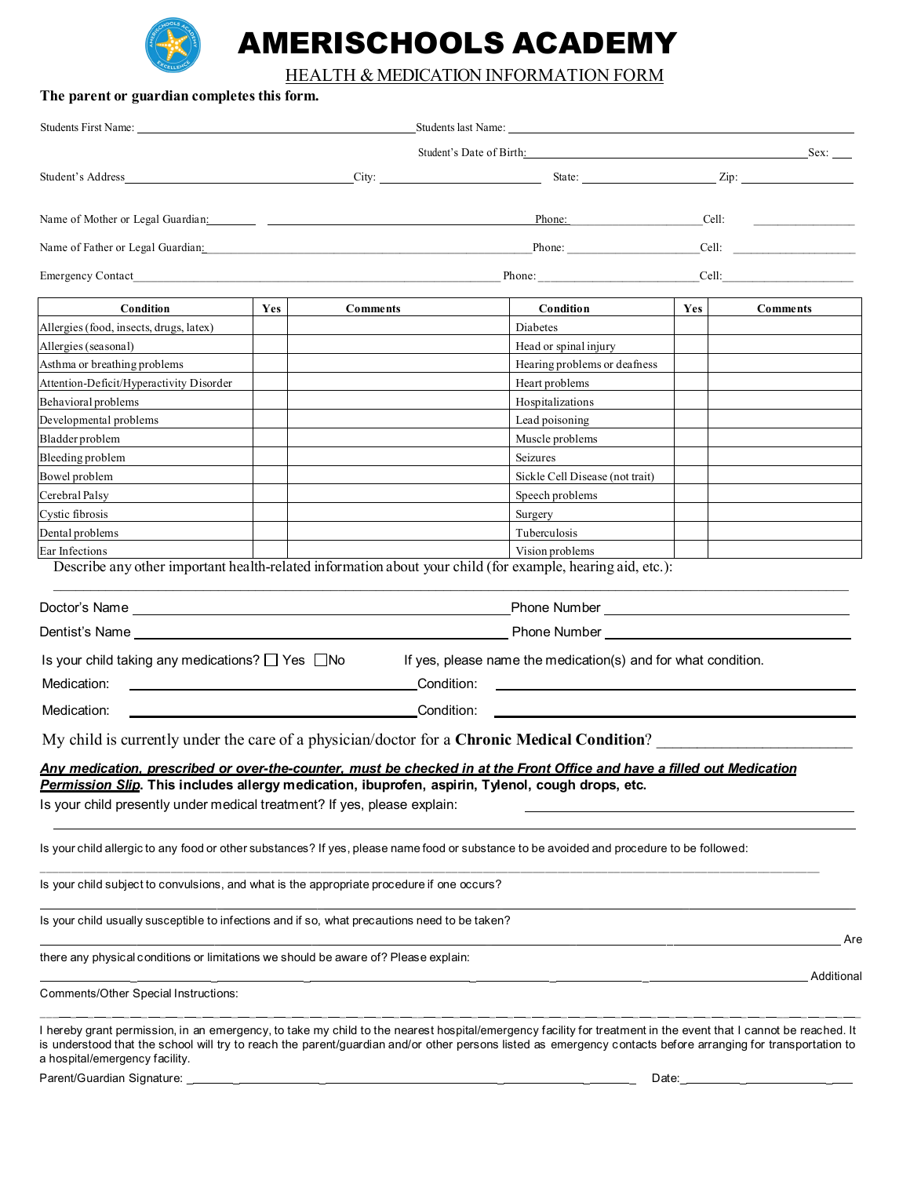# AMERISCHOOLS ACADEMY

## HEALTH & MEDICATION INFORMATION FORM

**The parent or guardian completes this form.**

Students First Name: ______________________ Students last Name: ______________________

Student's Date of Birth: ______________________ Sex: ____

Student's Address ______________________ City: ______________ State: ______________ Zip: ______________

Name of Mother or Legal Guardian: ______________________ Phone: ______________ Cell: ______________

Name of Father or Legal Guardian: ______________________ Phone: ______________ Cell: ______________

Emergency Contact ______________________ Phone: ______________ Cell: ______________

| Condition | Yes | Comments | Condition | Yes | Comments |
|---|---|---|---|---|---|
| Allergies (food, insects, drugs, latex) | | | Diabetes | | |
| Allergies (seasonal) | | | Head or spinal injury | | |
| Asthma or breathing problems | | | Hearing problems or deafness | | |
| Attention-Deficit/Hyperactivity Disorder | | | Heart problems | | |
| Behavioral problems | | | Hospitalizations | | |
| Developmental problems | | | Lead poisoning | | |
| Bladder problem | | | Muscle problems | | |
| Bleeding problem | | | Seizures | | |
| Bowel problem | | | Sickle Cell Disease (not trait) | | |
| Cerebral Palsy | | | Speech problems | | |
| Cystic fibrosis | | | Surgery | | |
| Dental problems | | | Tuberculosis | | |
| Ear Infections | | | Vision problems | | |

Describe any other important health-related information about your child (for example, hearing aid, etc.):

______________________________________________________________________

Doctor's Name ______________________ Phone Number ______________________

Dentist's Name ______________________ Phone Number ______________________

Is your child taking any medications? ☐ Yes ☐ No If yes, please name the medication(s) and for what condition.

Medication: ______________________ Condition: ______________________

Medication: ______________________ Condition: ______________________

My child is currently under the care of a physician/doctor for a **Chronic Medical Condition**? ______________________

***<u>Any medication, prescribed or over-the-counter, must be checked in at the Front Office and have a filled out Medication Permission Slip</u>*. This includes allergy medication, ibuprofen, aspirin, Tylenol, cough drops, etc.**

Is your child presently under medical treatment? If yes, please explain: ______________________

______________________________________________________________________

Is your child allergic to any food or other substances? If yes, please name food or substance to be avoided and procedure to be followed:

______________________________________________________________________

Is your child subject to convulsions, and what is the appropriate procedure if one occurs?

______________________________________________________________________

Is your child usually susceptible to infections and if so, what precautions need to be taken?

______________________________________________________________________

Are there any physical conditions or limitations we should be aware of? Please explain:

______________________________________________________________________

Additional Comments/Other Special Instructions:

______________________________________________________________________

I hereby grant permission, in an emergency, to take my child to the nearest hospital/emergency facility for treatment in the event that I cannot be reached. It is understood that the school will try to reach the parent/guardian and/or other persons listed as emergency contacts before arranging for transportation to a hospital/emergency facility.

Parent/Guardian Signature: ______________________ Date: ______________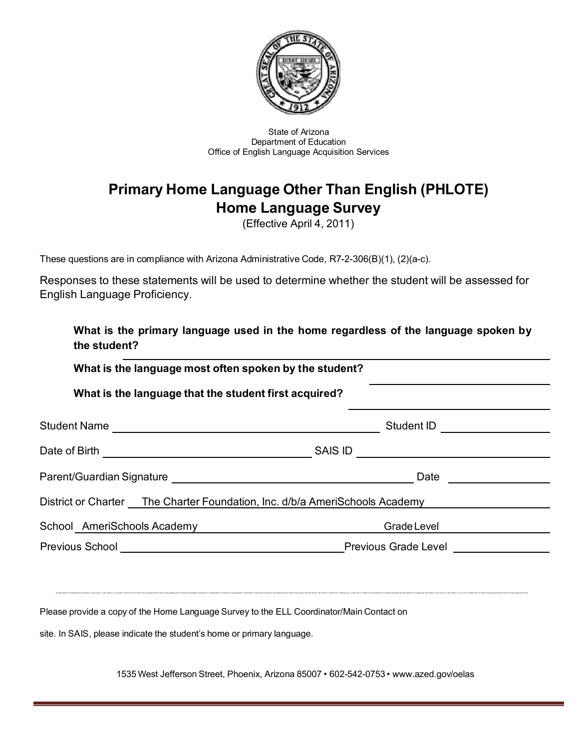State of Arizona
Department of Education
Office of English Language Acquisition Services

# Primary Home Language Other Than English (PHLOTE) Home Language Survey

(Effective April 4, 2011)

These questions are in compliance with Arizona Administrative Code, R7-2-306(B)(1), (2)(a-c).

Responses to these statements will be used to determine whether the student will be assessed for English Language Proficiency.

**What is the primary language used in the home regardless of the language spoken by the student?** ______________________________

**What is the language most often spoken by the student?** ______________________________

**What is the language that the student first acquired?** ______________________________

Student Name ______________________________ Student ID ______________

Date of Birth ______________________________ SAIS ID ______________

Parent/Guardian Signature ______________________________ Date ______________

District or Charter The Charter Foundation, Inc. d/b/a AmeriSchools Academy

School AmeriSchools Academy Grade Level ______________

Previous School ______________________________ Previous Grade Level ______________

---

Please provide a copy of the Home Language Survey to the ELL Coordinator/Main Contact on site. In SAIS, please indicate the student's home or primary language.

1535 West Jefferson Street, Phoenix, Arizona 85007 • 602-542-0753 • www.azed.gov/oelas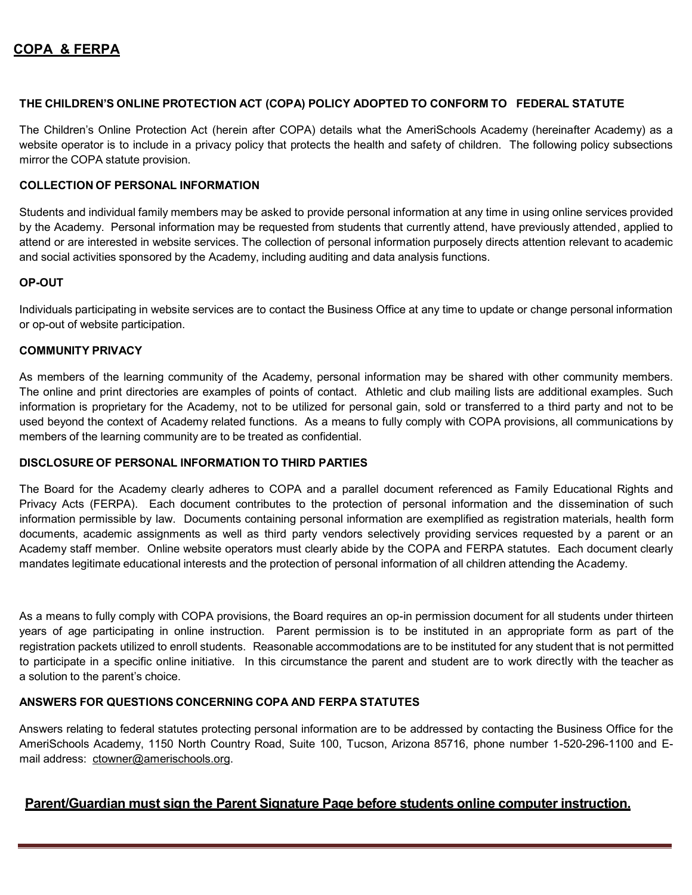## COPA & FERPA

### THE CHILDREN'S ONLINE PROTECTION ACT (COPA) POLICY ADOPTED TO CONFORM TO FEDERAL STATUTE

The Children's Online Protection Act (herein after COPA) details what the AmeriSchools Academy (hereinafter Academy) as a website operator is to include in a privacy policy that protects the health and safety of children. The following policy subsections mirror the COPA statute provision.

### COLLECTION OF PERSONAL INFORMATION

Students and individual family members may be asked to provide personal information at any time in using online services provided by the Academy. Personal information may be requested from students that currently attend, have previously attended, applied to attend or are interested in website services. The collection of personal information purposely directs attention relevant to academic and social activities sponsored by the Academy, including auditing and data analysis functions.

### OP-OUT

Individuals participating in website services are to contact the Business Office at any time to update or change personal information or op-out of website participation.

### COMMUNITY PRIVACY

As members of the learning community of the Academy, personal information may be shared with other community members. The online and print directories are examples of points of contact. Athletic and club mailing lists are additional examples. Such information is proprietary for the Academy, not to be utilized for personal gain, sold or transferred to a third party and not to be used beyond the context of Academy related functions. As a means to fully comply with COPA provisions, all communications by members of the learning community are to be treated as confidential.

### DISCLOSURE OF PERSONAL INFORMATION TO THIRD PARTIES

The Board for the Academy clearly adheres to COPA and a parallel document referenced as Family Educational Rights and Privacy Acts (FERPA). Each document contributes to the protection of personal information and the dissemination of such information permissible by law. Documents containing personal information are exemplified as registration materials, health form documents, academic assignments as well as third party vendors selectively providing services requested by a parent or an Academy staff member. Online website operators must clearly abide by the COPA and FERPA statutes. Each document clearly mandates legitimate educational interests and the protection of personal information of all children attending the Academy.

As a means to fully comply with COPA provisions, the Board requires an op-in permission document for all students under thirteen years of age participating in online instruction. Parent permission is to be instituted in an appropriate form as part of the registration packets utilized to enroll students. Reasonable accommodations are to be instituted for any student that is not permitted to participate in a specific online initiative. In this circumstance the parent and student are to work directly with the teacher as a solution to the parent's choice.

### ANSWERS FOR QUESTIONS CONCERNING COPA AND FERPA STATUTES

Answers relating to federal statutes protecting personal information are to be addressed by contacting the Business Office for the AmeriSchools Academy, 1150 North Country Road, Suite 100, Tucson, Arizona 85716, phone number 1-520-296-1100 and E-mail address: ctowner@amerischools.org.

**Parent/Guardian must sign the Parent Signature Page before students online computer instruction.**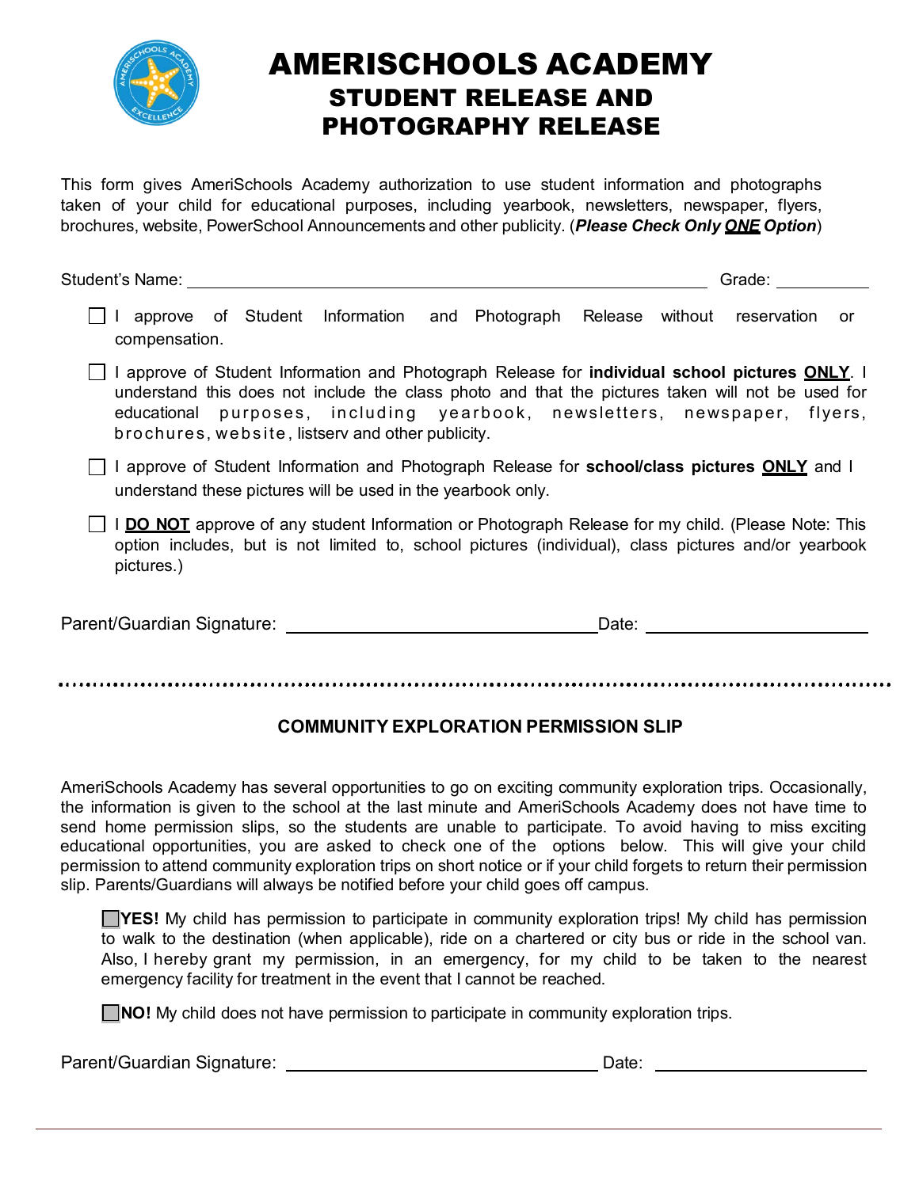# AMERISCHOOLS ACADEMY
## STUDENT RELEASE AND PHOTOGRAPHY RELEASE

This form gives AmeriSchools Academy authorization to use student information and photographs taken of your child for educational purposes, including yearbook, newsletters, newspaper, flyers, brochures, website, PowerSchool Announcements and other publicity. (***Please Check Only <u>ONE</u> Option***)

Student's Name: ______________________________ Grade: __________

- ☐ I approve of Student Information and Photograph Release without reservation or compensation.
- ☐ I approve of Student Information and Photograph Release for **individual school pictures <u>ONLY</u>**. I understand this does not include the class photo and that the pictures taken will not be used for educational purposes, including yearbook, newsletters, newspaper, flyers, brochures, website, listserv and other publicity.
- ☐ I approve of Student Information and Photograph Release for **school/class pictures <u>ONLY</u>** and I understand these pictures will be used in the yearbook only.
- ☐ I **<u>DO NOT</u>** approve of any student Information or Photograph Release for my child. (Please Note: This option includes, but is not limited to, school pictures (individual), class pictures and/or yearbook pictures.)

Parent/Guardian Signature: ______________________________ Date: ____________________

---

### COMMUNITY EXPLORATION PERMISSION SLIP

AmeriSchools Academy has several opportunities to go on exciting community exploration trips. Occasionally, the information is given to the school at the last minute and AmeriSchools Academy does not have time to send home permission slips, so the students are unable to participate. To avoid having to miss exciting educational opportunities, you are asked to check one of the options below. This will give your child permission to attend community exploration trips on short notice or if your child forgets to return their permission slip. Parents/Guardians will always be notified before your child goes off campus.

☐ **YES!** My child has permission to participate in community exploration trips! My child has permission to walk to the destination (when applicable), ride on a chartered or city bus or ride in the school van. Also, I hereby grant my permission, in an emergency, for my child to be taken to the nearest emergency facility for treatment in the event that I cannot be reached.

☐ **NO!** My child does not have permission to participate in community exploration trips.

Parent/Guardian Signature: ______________________________ Date: ____________________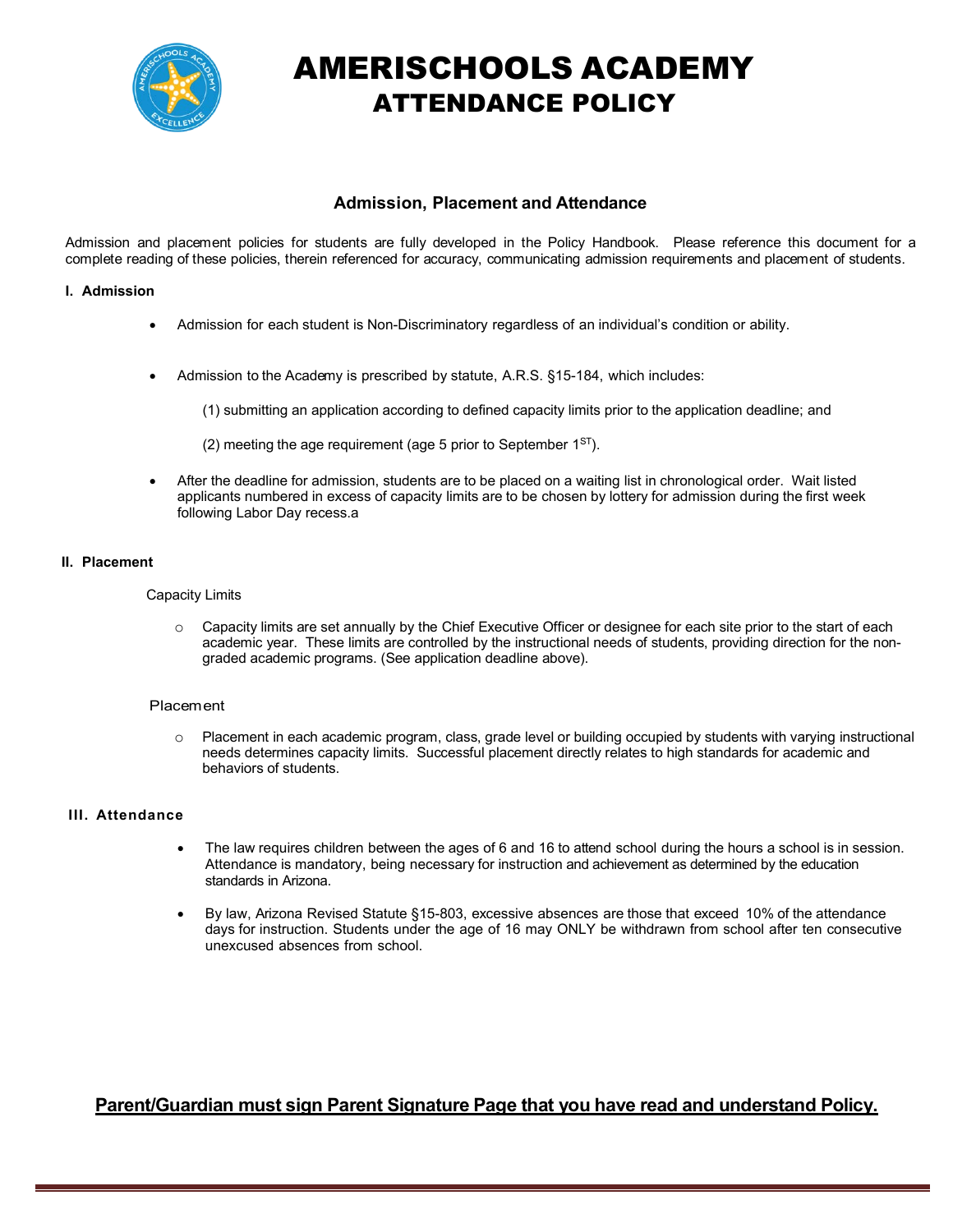# AMERISCHOOLS ACADEMY
## ATTENDANCE POLICY

### Admission, Placement and Attendance

Admission and placement policies for students are fully developed in the Policy Handbook. Please reference this document for a complete reading of these policies, therein referenced for accuracy, communicating admission requirements and placement of students.

**I. Admission**

- Admission for each student is Non-Discriminatory regardless of an individual's condition or ability.
- Admission to the Academy is prescribed by statute, A.R.S. §15-184, which includes:

  (1) submitting an application according to defined capacity limits prior to the application deadline; and

  (2) meeting the age requirement (age 5 prior to September 1ST).

- After the deadline for admission, students are to be placed on a waiting list in chronological order. Wait listed applicants numbered in excess of capacity limits are to be chosen by lottery for admission during the first week following Labor Day recess.a

**II. Placement**

Capacity Limits

- Capacity limits are set annually by the Chief Executive Officer or designee for each site prior to the start of each academic year. These limits are controlled by the instructional needs of students, providing direction for the non-graded academic programs. (See application deadline above).

Placement

- Placement in each academic program, class, grade level or building occupied by students with varying instructional needs determines capacity limits. Successful placement directly relates to high standards for academic and behaviors of students.

**III. Attendance**

- The law requires children between the ages of 6 and 16 to attend school during the hours a school is in session. Attendance is mandatory, being necessary for instruction and achievement as determined by the education standards in Arizona.
- By law, Arizona Revised Statute §15-803, excessive absences are those that exceed 10% of the attendance days for instruction. Students under the age of 16 may ONLY be withdrawn from school after ten consecutive unexcused absences from school.

**Parent/Guardian must sign Parent Signature Page that you have read and understand Policy.**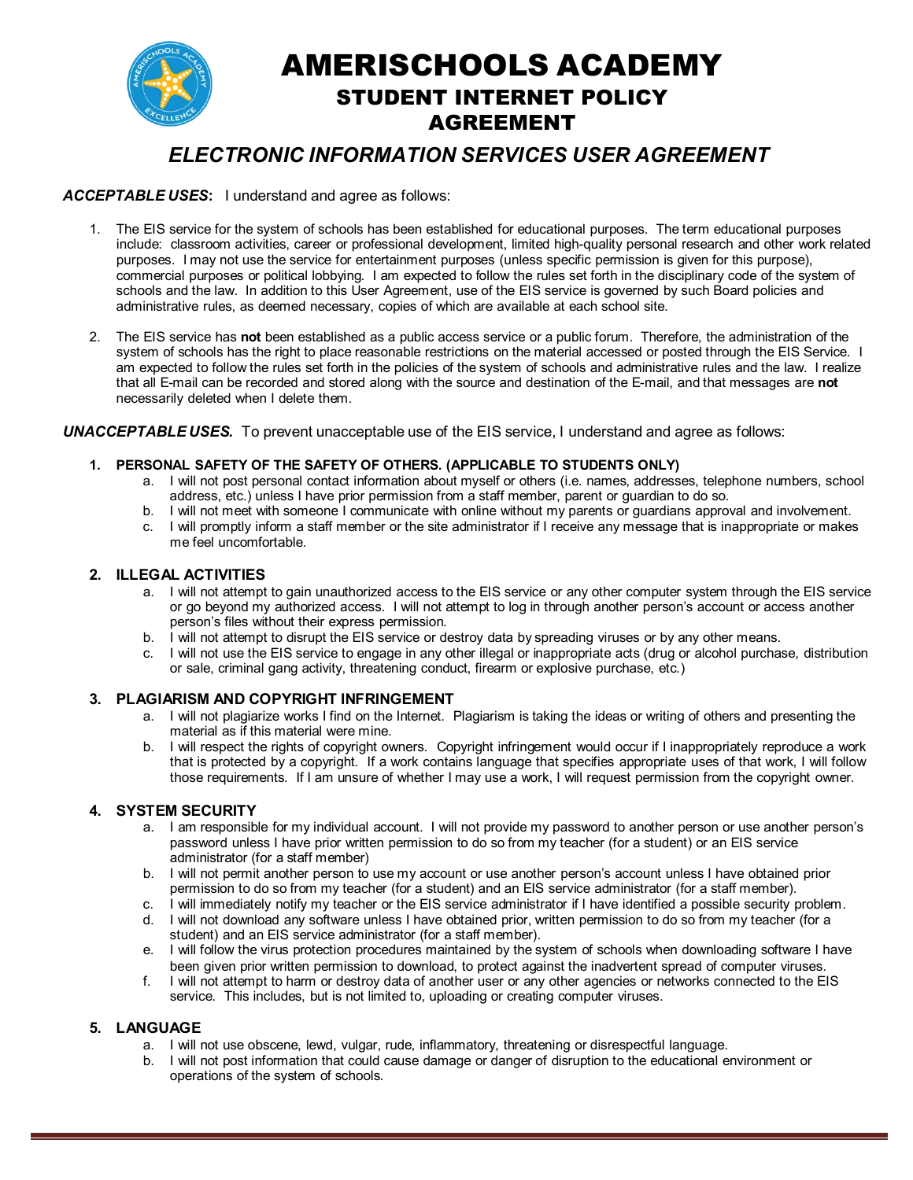# AMERISCHOOLS ACADEMY

## STUDENT INTERNET POLICY AGREEMENT

## *ELECTRONIC INFORMATION SERVICES USER AGREEMENT*

***ACCEPTABLE USES*:** I understand and agree as follows:

1. The EIS service for the system of schools has been established for educational purposes. The term educational purposes include: classroom activities, career or professional development, limited high-quality personal research and other work related purposes. I may not use the service for entertainment purposes (unless specific permission is given for this purpose), commercial purposes or political lobbying. I am expected to follow the rules set forth in the disciplinary code of the system of schools and the law. In addition to this User Agreement, use of the EIS service is governed by such Board policies and administrative rules, as deemed necessary, copies of which are available at each school site.

2. The EIS service has **not** been established as a public access service or a public forum. Therefore, the administration of the system of schools has the right to place reasonable restrictions on the material accessed or posted through the EIS Service. I am expected to follow the rules set forth in the policies of the system of schools and administrative rules and the law. I realize that all E-mail can be recorded and stored along with the source and destination of the E-mail, and that messages are **not** necessarily deleted when I delete them.

***UNACCEPTABLE USES.*** To prevent unacceptable use of the EIS service, I understand and agree as follows:

1. **PERSONAL SAFETY OF THE SAFETY OF OTHERS. (APPLICABLE TO STUDENTS ONLY)**
   a. I will not post personal contact information about myself or others (i.e. names, addresses, telephone numbers, school address, etc.) unless I have prior permission from a staff member, parent or guardian to do so.
   b. I will not meet with someone I communicate with online without my parents or guardians approval and involvement.
   c. I will promptly inform a staff member or the site administrator if I receive any message that is inappropriate or makes me feel uncomfortable.

2. **ILLEGAL ACTIVITIES**
   a. I will not attempt to gain unauthorized access to the EIS service or any other computer system through the EIS service or go beyond my authorized access. I will not attempt to log in through another person's account or access another person's files without their express permission.
   b. I will not attempt to disrupt the EIS service or destroy data by spreading viruses or by any other means.
   c. I will not use the EIS service to engage in any other illegal or inappropriate acts (drug or alcohol purchase, distribution or sale, criminal gang activity, threatening conduct, firearm or explosive purchase, etc.)

3. **PLAGIARISM AND COPYRIGHT INFRINGEMENT**
   a. I will not plagiarize works I find on the Internet. Plagiarism is taking the ideas or writing of others and presenting the material as if this material were mine.
   b. I will respect the rights of copyright owners. Copyright infringement would occur if I inappropriately reproduce a work that is protected by a copyright. If a work contains language that specifies appropriate uses of that work, I will follow those requirements. If I am unsure of whether I may use a work, I will request permission from the copyright owner.

4. **SYSTEM SECURITY**
   a. I am responsible for my individual account. I will not provide my password to another person or use another person's password unless I have prior written permission to do so from my teacher (for a student) or an EIS service administrator (for a staff member)
   b. I will not permit another person to use my account or use another person's account unless I have obtained prior permission to do so from my teacher (for a student) and an EIS service administrator (for a staff member).
   c. I will immediately notify my teacher or the EIS service administrator if I have identified a possible security problem.
   d. I will not download any software unless I have obtained prior, written permission to do so from my teacher (for a student) and an EIS service administrator (for a staff member).
   e. I will follow the virus protection procedures maintained by the system of schools when downloading software I have been given prior written permission to download, to protect against the inadvertent spread of computer viruses.
   f. I will not attempt to harm or destroy data of another user or any other agencies or networks connected to the EIS service. This includes, but is not limited to, uploading or creating computer viruses.

5. **LANGUAGE**
   a. I will not use obscene, lewd, vulgar, rude, inflammatory, threatening or disrespectful language.
   b. I will not post information that could cause damage or danger of disruption to the educational environment or operations of the system of schools.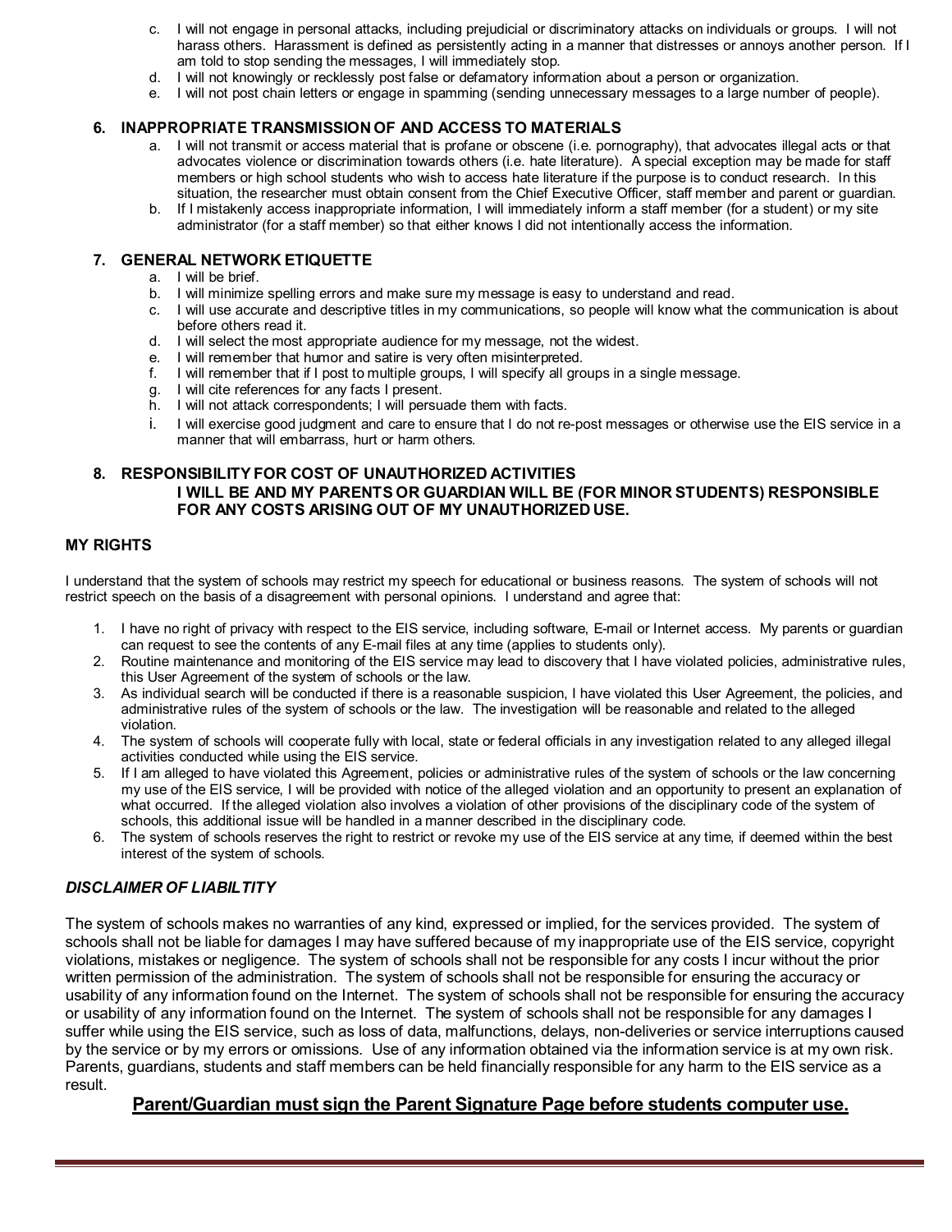c. I will not engage in personal attacks, including prejudicial or discriminatory attacks on individuals or groups. I will not harass others. Harassment is defined as persistently acting in a manner that distresses or annoys another person. If I am told to stop sending the messages, I will immediately stop.
d. I will not knowingly or recklessly post false or defamatory information about a person or organization.
e. I will not post chain letters or engage in spamming (sending unnecessary messages to a large number of people).

### 6. INAPPROPRIATE TRANSMISSION OF AND ACCESS TO MATERIALS

a. I will not transmit or access material that is profane or obscene (i.e. pornography), that advocates illegal acts or that advocates violence or discrimination towards others (i.e. hate literature). A special exception may be made for staff members or high school students who wish to access hate literature if the purpose is to conduct research. In this situation, the researcher must obtain consent from the Chief Executive Officer, staff member and parent or guardian.
b. If I mistakenly access inappropriate information, I will immediately inform a staff member (for a student) or my site administrator (for a staff member) so that either knows I did not intentionally access the information.

### 7. GENERAL NETWORK ETIQUETTE

a. I will be brief.
b. I will minimize spelling errors and make sure my message is easy to understand and read.
c. I will use accurate and descriptive titles in my communications, so people will know what the communication is about before others read it.
d. I will select the most appropriate audience for my message, not the widest.
e. I will remember that humor and satire is very often misinterpreted.
f. I will remember that if I post to multiple groups, I will specify all groups in a single message.
g. I will cite references for any facts I present.
h. I will not attack correspondents; I will persuade them with facts.
i. I will exercise good judgment and care to ensure that I do not re-post messages or otherwise use the EIS service in a manner that will embarrass, hurt or harm others.

### 8. RESPONSIBILITY FOR COST OF UNAUTHORIZED ACTIVITIES

**I WILL BE AND MY PARENTS OR GUARDIAN WILL BE (FOR MINOR STUDENTS) RESPONSIBLE FOR ANY COSTS ARISING OUT OF MY UNAUTHORIZED USE.**

## MY RIGHTS

I understand that the system of schools may restrict my speech for educational or business reasons. The system of schools will not restrict speech on the basis of a disagreement with personal opinions. I understand and agree that:

1. I have no right of privacy with respect to the EIS service, including software, E-mail or Internet access. My parents or guardian can request to see the contents of any E-mail files at any time (applies to students only).
2. Routine maintenance and monitoring of the EIS service may lead to discovery that I have violated policies, administrative rules, this User Agreement of the system of schools or the law.
3. As individual search will be conducted if there is a reasonable suspicion, I have violated this User Agreement, the policies, and administrative rules of the system of schools or the law. The investigation will be reasonable and related to the alleged violation.
4. The system of schools will cooperate fully with local, state or federal officials in any investigation related to any alleged illegal activities conducted while using the EIS service.
5. If I am alleged to have violated this Agreement, policies or administrative rules of the system of schools or the law concerning my use of the EIS service, I will be provided with notice of the alleged violation and an opportunity to present an explanation of what occurred. If the alleged violation also involves a violation of other provisions of the disciplinary code of the system of schools, this additional issue will be handled in a manner described in the disciplinary code.
6. The system of schools reserves the right to restrict or revoke my use of the EIS service at any time, if deemed within the best interest of the system of schools.

## *DISCLAIMER OF LIABILTITY*

The system of schools makes no warranties of any kind, expressed or implied, for the services provided. The system of schools shall not be liable for damages I may have suffered because of my inappropriate use of the EIS service, copyright violations, mistakes or negligence. The system of schools shall not be responsible for any costs I incur without the prior written permission of the administration. The system of schools shall not be responsible for ensuring the accuracy or usability of any information found on the Internet. The system of schools shall not be responsible for ensuring the accuracy or usability of any information found on the Internet. The system of schools shall not be responsible for any damages I suffer while using the EIS service, such as loss of data, malfunctions, delays, non-deliveries or service interruptions caused by the service or by my errors or omissions. Use of any information obtained via the information service is at my own risk. Parents, guardians, students and staff members can be held financially responsible for any harm to the EIS service as a result.

**<u>Parent/Guardian must sign the Parent Signature Page before students computer use.</u>**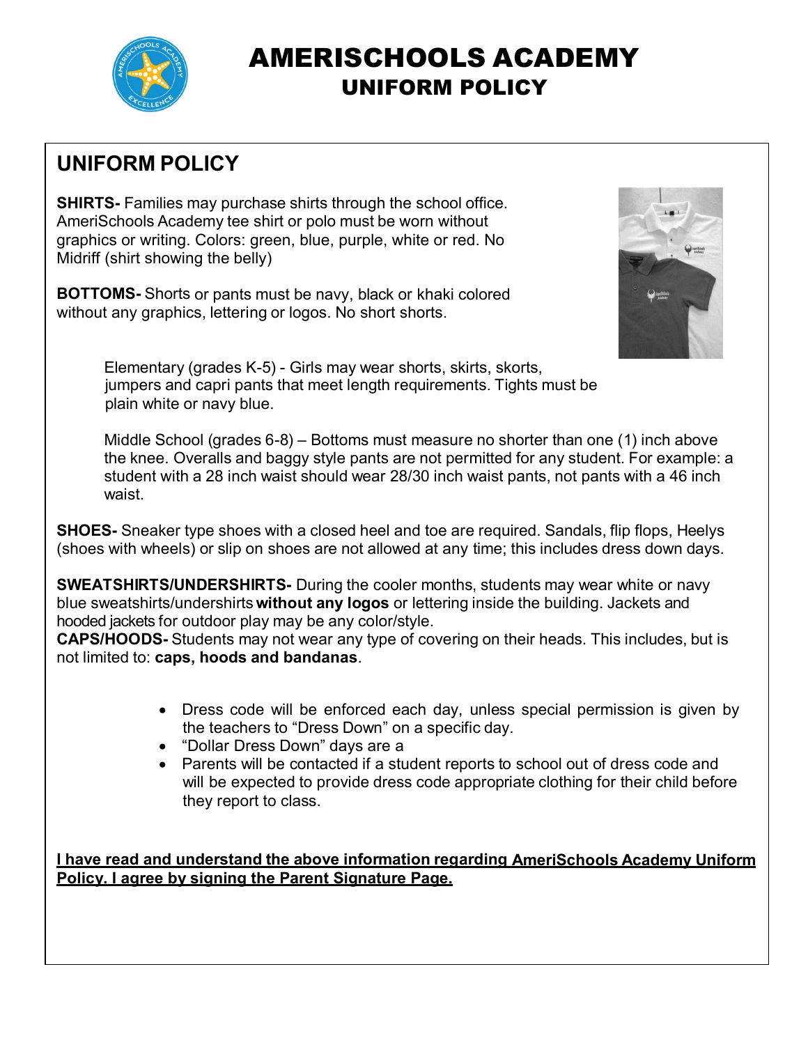# AMERISCHOOLS ACADEMY
## UNIFORM POLICY

## UNIFORM POLICY

**SHIRTS-** Families may purchase shirts through the school office. AmeriSchools Academy tee shirt or polo must be worn without graphics or writing. Colors: green, blue, purple, white or red. No Midriff (shirt showing the belly)

**BOTTOMS-** Shorts or pants must be navy, black or khaki colored without any graphics, lettering or logos. No short shorts.

Elementary (grades K-5) - Girls may wear shorts, skirts, skorts, jumpers and capri pants that meet length requirements. Tights must be plain white or navy blue.

Middle School (grades 6-8) – Bottoms must measure no shorter than one (1) inch above the knee. Overalls and baggy style pants are not permitted for any student. For example: a student with a 28 inch waist should wear 28/30 inch waist pants, not pants with a 46 inch waist.

**SHOES-** Sneaker type shoes with a closed heel and toe are required. Sandals, flip flops, Heelys (shoes with wheels) or slip on shoes are not allowed at any time; this includes dress down days.

**SWEATSHIRTS/UNDERSHIRTS-** During the cooler months, students may wear white or navy blue sweatshirts/undershirts **without any logos** or lettering inside the building. Jackets and hooded jackets for outdoor play may be any color/style.

**CAPS/HOODS-** Students may not wear any type of covering on their heads. This includes, but is not limited to: **caps, hoods and bandanas**.

- Dress code will be enforced each day, unless special permission is given by the teachers to "Dress Down" on a specific day.
- "Dollar Dress Down" days are a
- Parents will be contacted if a student reports to school out of dress code and will be expected to provide dress code appropriate clothing for their child before they report to class.

**I have read and understand the above information regarding AmeriSchools Academy Uniform Policy. I agree by signing the Parent Signature Page.**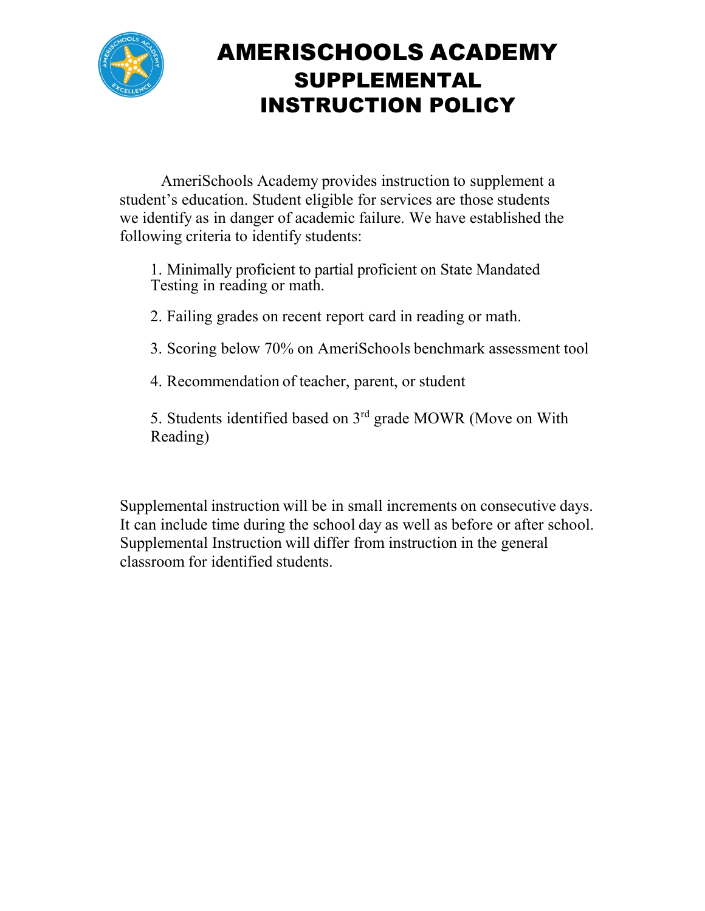# AMERISCHOOLS ACADEMY
## SUPPLEMENTAL INSTRUCTION POLICY

AmeriSchools Academy provides instruction to supplement a student's education. Student eligible for services are those students we identify as in danger of academic failure. We have established the following criteria to identify students:

1. Minimally proficient to partial proficient on State Mandated Testing in reading or math.
2. Failing grades on recent report card in reading or math.
3. Scoring below 70% on AmeriSchools benchmark assessment tool
4. Recommendation of teacher, parent, or student
5. Students identified based on 3rd grade MOWR (Move on With Reading)

Supplemental instruction will be in small increments on consecutive days. It can include time during the school day as well as before or after school. Supplemental Instruction will differ from instruction in the general classroom for identified students.